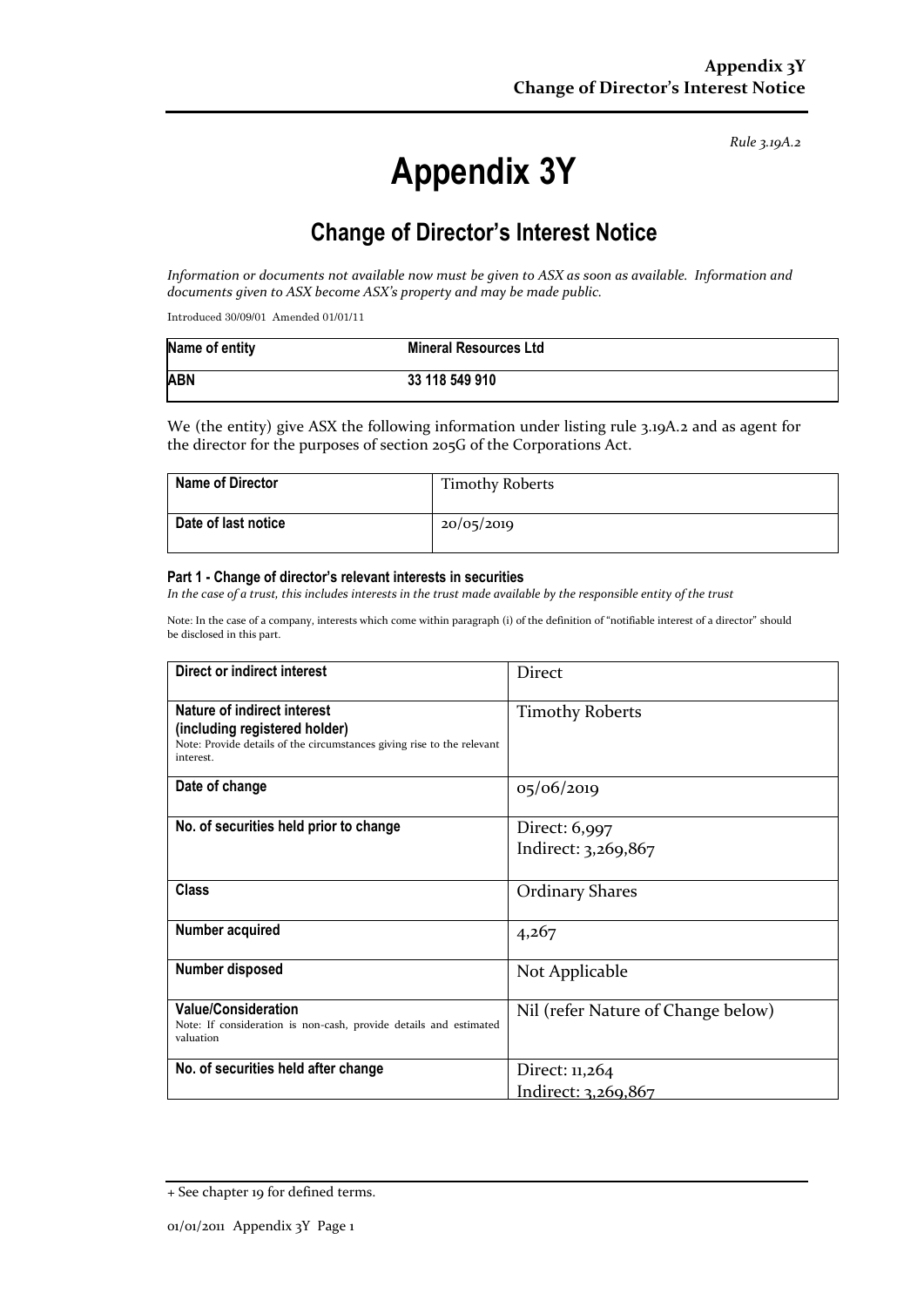*Rule 3.19A.2*

# Appendix 3Y

## Change of Director's Interest Notice

*Information or documents not available now must be given to ASX as soon as available. Information and documents given to ASX become ASX's property and may be made public.*

Introduced 30/09/01 Amended 01/01/11

| Name of entity | Mineral Resources Ltd |
|---|---|
| ABN | 33 118 549 910 |

We (the entity) give ASX the following information under listing rule 3.19A.2 and as agent for the director for the purposes of section 205G of the Corporations Act.

| Name of Director | Timothy Roberts |
|---|---|
| Date of last notice | 20/05/2019 |

#### Part 1 - Change of director's relevant interests in securities

*In the case of a trust, this includes interests in the trust made available by the responsible entity of the trust*

Note: In the case of a company, interests which come within paragraph (i) of the definition of "notifiable interest of a director" should be disclosed in this part.

| Direct or indirect interest | Direct |
|---|---|
| **Nature of indirect interest (including registered holder)** Note: Provide details of the circumstances giving rise to the relevant interest. | Timothy Roberts |
| **Date of change** | 05/06/2019 |
| **No. of securities held prior to change** | Direct: 6,997<br>Indirect: 3,269,867 |
| **Class** | Ordinary Shares |
| **Number acquired** | 4,267 |
| **Number disposed** | Not Applicable |
| **Value/Consideration** Note: If consideration is non-cash, provide details and estimated valuation | Nil (refer Nature of Change below) |
| **No. of securities held after change** | Direct: 11,264<br>Indirect: 3,269,867 |

+ See chapter 19 for defined terms.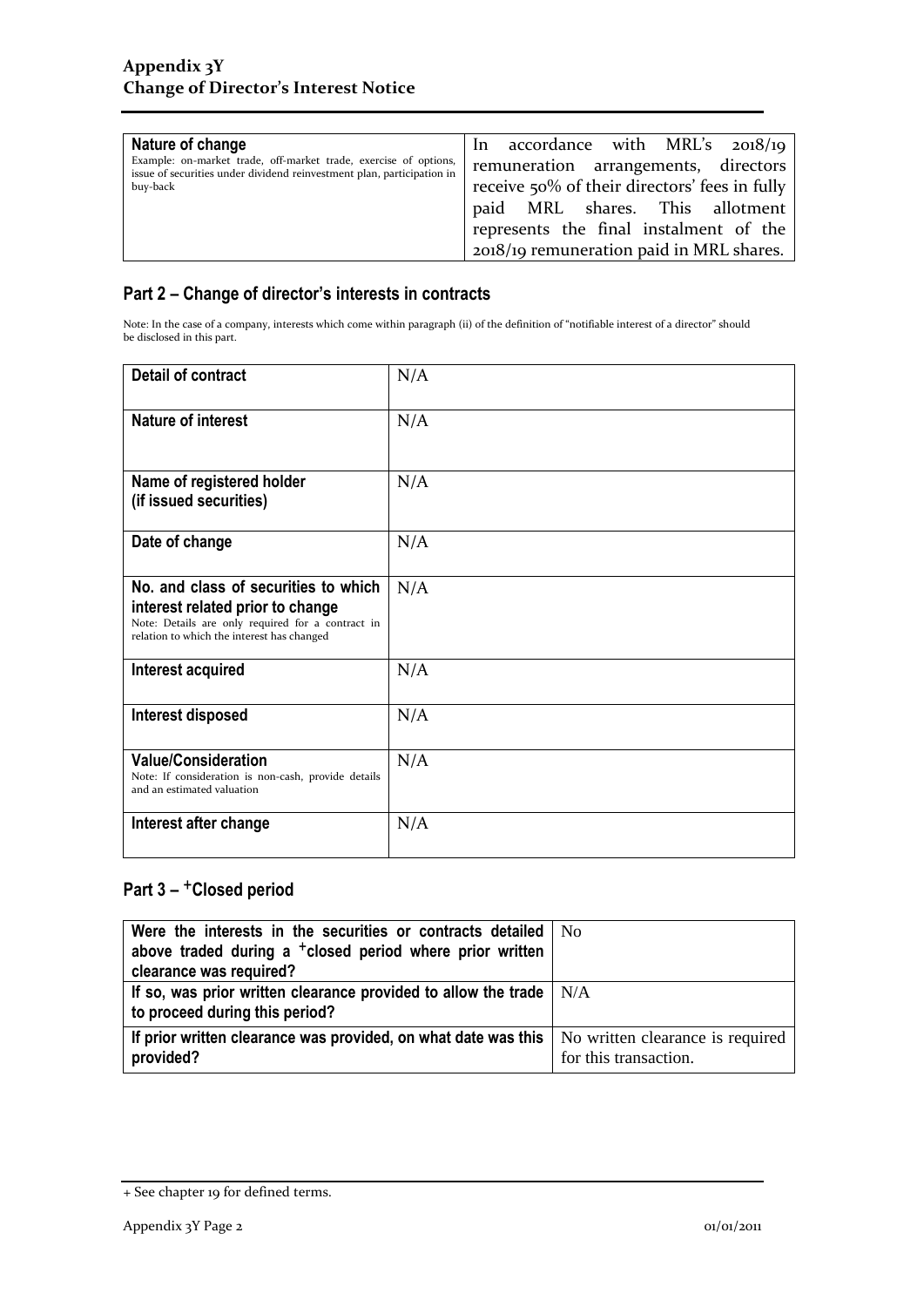| | |
|---|---|
| **Nature of change**<br>Example: on-market trade, off-market trade, exercise of options, issue of securities under dividend reinvestment plan, participation in buy-back | In accordance with MRL's 2018/19 remuneration arrangements, directors receive 50% of their directors' fees in fully paid MRL shares. This allotment represents the final instalment of the 2018/19 remuneration paid in MRL shares. |

## Part 2 – Change of director's interests in contracts

Note: In the case of a company, interests which come within paragraph (ii) of the definition of "notifiable interest of a director" should be disclosed in this part.

| | |
|---|---|
| **Detail of contract** | N/A |
| **Nature of interest** | N/A |
| **Name of registered holder (if issued securities)** | N/A |
| **Date of change** | N/A |
| **No. and class of securities to which interest related prior to change**<br>Note: Details are only required for a contract in relation to which the interest has changed | N/A |
| **Interest acquired** | N/A |
| **Interest disposed** | N/A |
| **Value/Consideration**<br>Note: If consideration is non-cash, provide details and an estimated valuation | N/A |
| **Interest after change** | N/A |

## Part 3 – +Closed period

| | |
|---|---|
| **Were the interests in the securities or contracts detailed above traded during a +closed period where prior written clearance was required?** | No |
| **If so, was prior written clearance provided to allow the trade to proceed during this period?** | N/A |
| **If prior written clearance was provided, on what date was this provided?** | No written clearance is required for this transaction. |

+ See chapter 19 for defined terms.